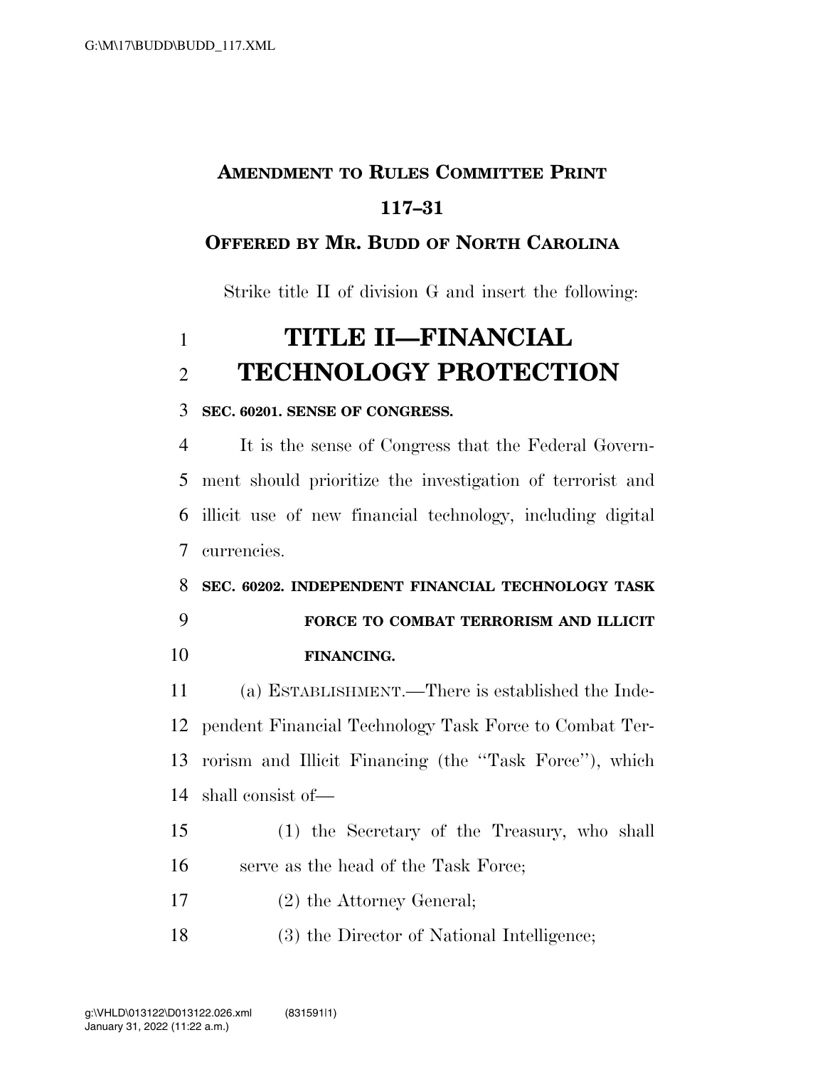**AMENDMENT TO RULES COMMITTEE PRINT 117–31**

**OFFERED BY MR. BUDD OF NORTH CAROLINA**

Strike title II of division G and insert the following:

# TITLE II—FINANCIAL TECHNOLOGY PROTECTION

**SEC. 60201. SENSE OF CONGRESS.**

It is the sense of Congress that the Federal Government should prioritize the investigation of terrorist and illicit use of new financial technology, including digital currencies.

**SEC. 60202. INDEPENDENT FINANCIAL TECHNOLOGY TASK FORCE TO COMBAT TERRORISM AND ILLICIT FINANCING.**

(a) ESTABLISHMENT.—There is established the Independent Financial Technology Task Force to Combat Terrorism and Illicit Financing (the ''Task Force''), which shall consist of—

(1) the Secretary of the Treasury, who shall serve as the head of the Task Force;

(2) the Attorney General;

(3) the Director of National Intelligence;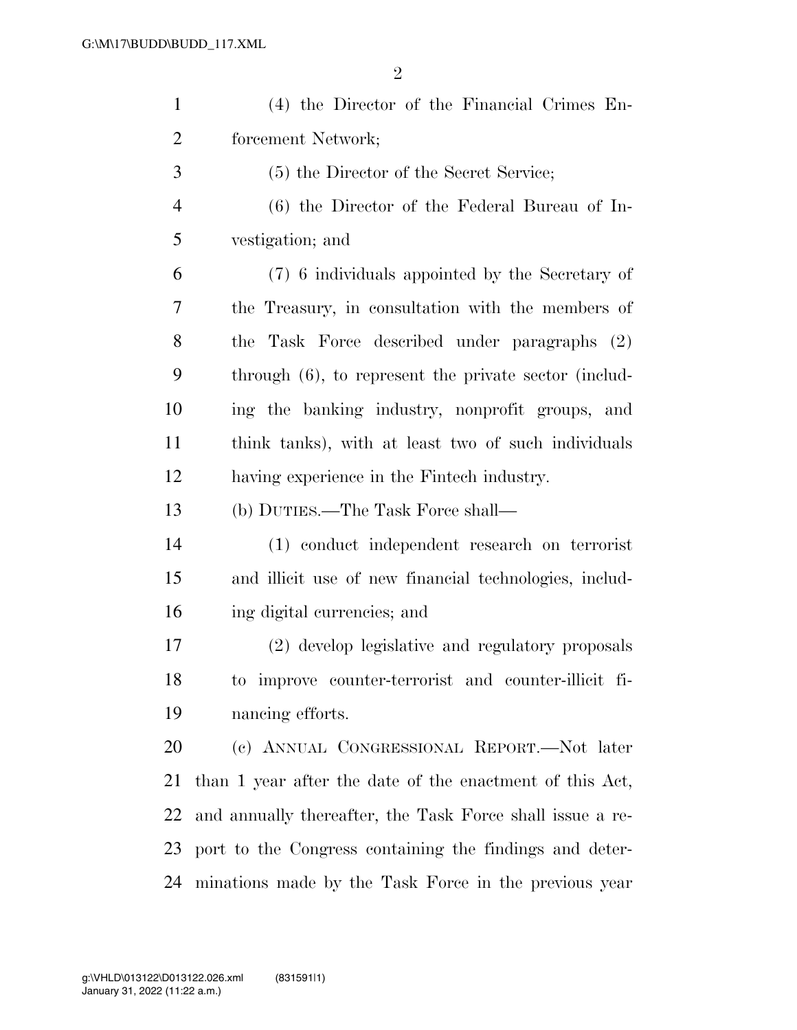(4) the Director of the Financial Crimes Enforcement Network;

(5) the Director of the Secret Service;

(6) the Director of the Federal Bureau of Investigation; and

(7) 6 individuals appointed by the Secretary of the Treasury, in consultation with the members of the Task Force described under paragraphs (2) through (6), to represent the private sector (including the banking industry, nonprofit groups, and think tanks), with at least two of such individuals having experience in the Fintech industry.

(b) DUTIES.—The Task Force shall—

(1) conduct independent research on terrorist and illicit use of new financial technologies, including digital currencies; and

(2) develop legislative and regulatory proposals to improve counter-terrorist and counter-illicit financing efforts.

(c) ANNUAL CONGRESSIONAL REPORT.—Not later than 1 year after the date of the enactment of this Act, and annually thereafter, the Task Force shall issue a report to the Congress containing the findings and determinations made by the Task Force in the previous year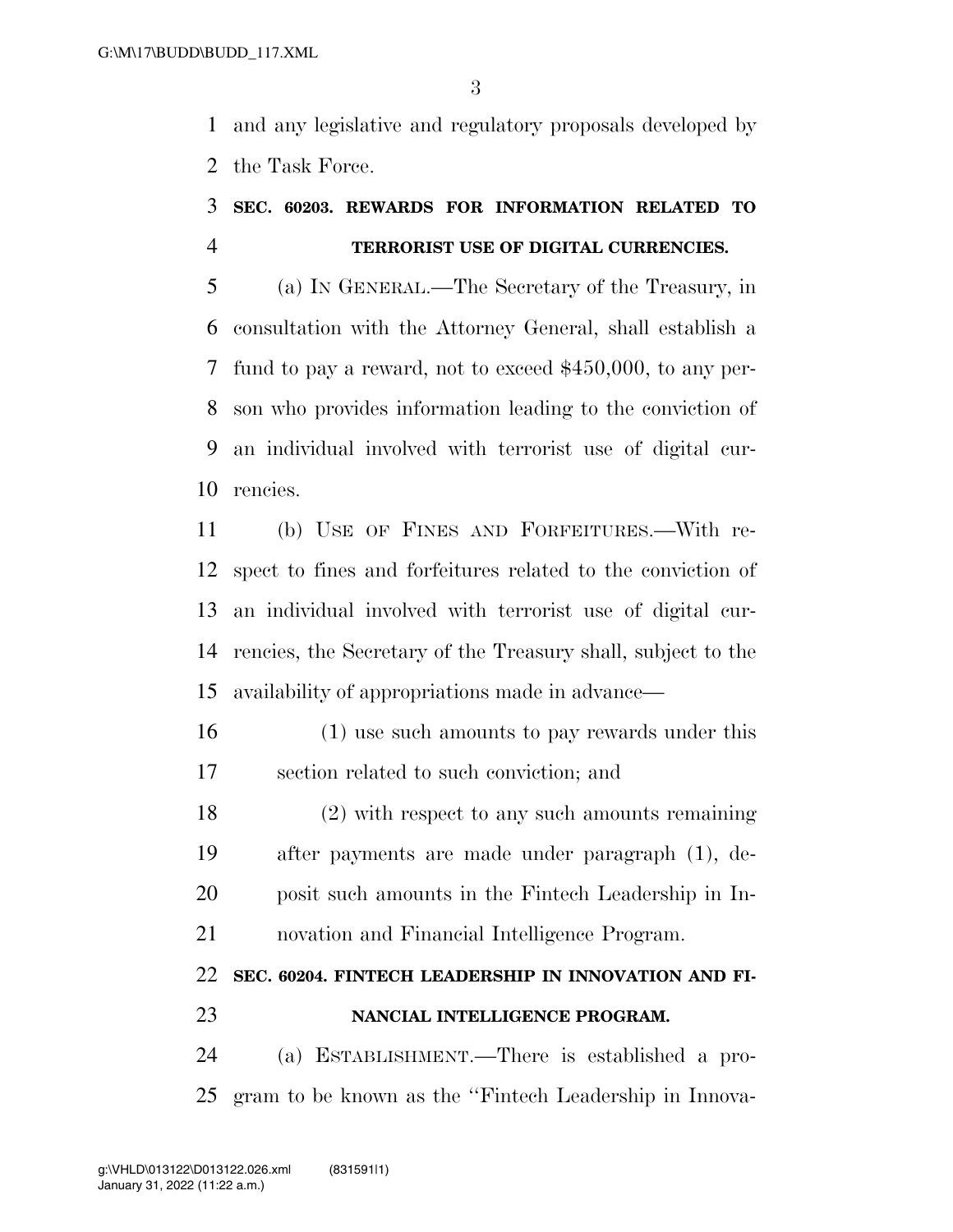and any legislative and regulatory proposals developed by the Task Force.

### SEC. 60203. REWARDS FOR INFORMATION RELATED TO TERRORIST USE OF DIGITAL CURRENCIES.

(a) IN GENERAL.—The Secretary of the Treasury, in consultation with the Attorney General, shall establish a fund to pay a reward, not to exceed $450,000, to any person who provides information leading to the conviction of an individual involved with terrorist use of digital currencies.

(b) USE OF FINES AND FORFEITURES.—With respect to fines and forfeitures related to the conviction of an individual involved with terrorist use of digital currencies, the Secretary of the Treasury shall, subject to the availability of appropriations made in advance—

(1) use such amounts to pay rewards under this section related to such conviction; and

(2) with respect to any such amounts remaining after payments are made under paragraph (1), deposit such amounts in the Fintech Leadership in Innovation and Financial Intelligence Program.

### SEC. 60204. FINTECH LEADERSHIP IN INNOVATION AND FINANCIAL INTELLIGENCE PROGRAM.

(a) ESTABLISHMENT.—There is established a program to be known as the "Fintech Leadership in Innova-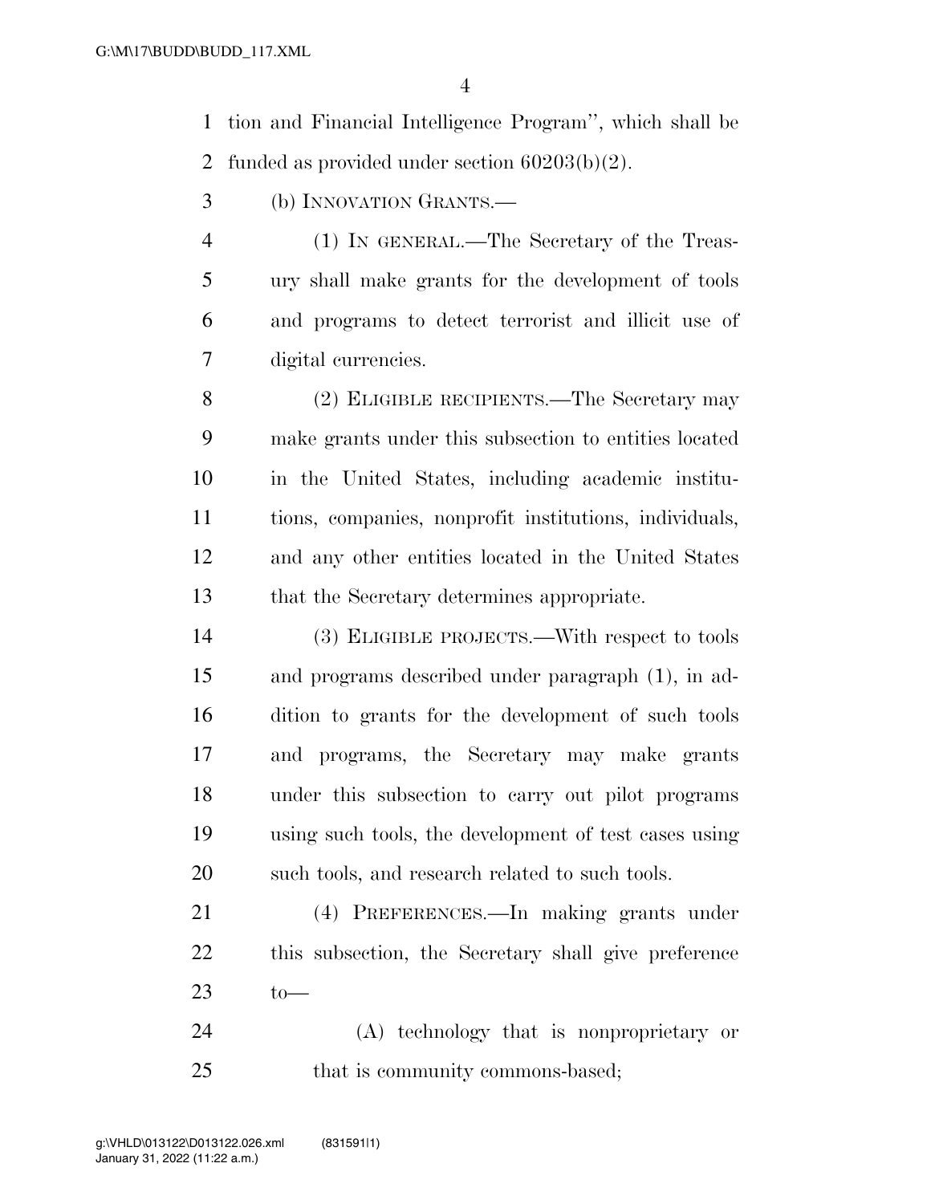tion and Financial Intelligence Program'', which shall be funded as provided under section 60203(b)(2).

(b) INNOVATION GRANTS.—

(1) IN GENERAL.—The Secretary of the Treasury shall make grants for the development of tools and programs to detect terrorist and illicit use of digital currencies.

(2) ELIGIBLE RECIPIENTS.—The Secretary may make grants under this subsection to entities located in the United States, including academic institutions, companies, nonprofit institutions, individuals, and any other entities located in the United States that the Secretary determines appropriate.

(3) ELIGIBLE PROJECTS.—With respect to tools and programs described under paragraph (1), in addition to grants for the development of such tools and programs, the Secretary may make grants under this subsection to carry out pilot programs using such tools, the development of test cases using such tools, and research related to such tools.

(4) PREFERENCES.—In making grants under this subsection, the Secretary shall give preference to—

(A) technology that is nonproprietary or that is community commons-based;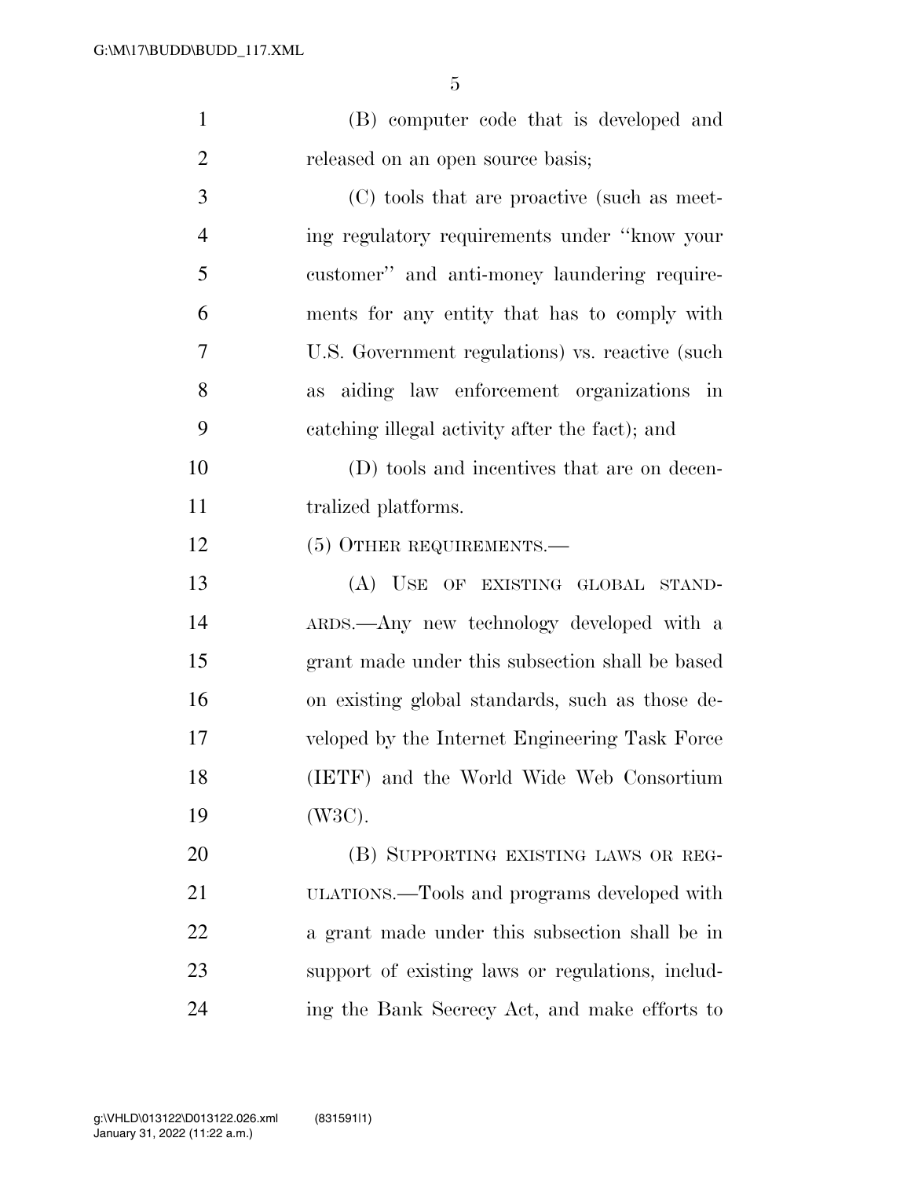(B) computer code that is developed and released on an open source basis;

(C) tools that are proactive (such as meeting regulatory requirements under "know your customer" and anti-money laundering requirements for any entity that has to comply with U.S. Government regulations) vs. reactive (such as aiding law enforcement organizations in catching illegal activity after the fact); and

(D) tools and incentives that are on decentralized platforms.

(5) OTHER REQUIREMENTS.—

(A) USE OF EXISTING GLOBAL STANDARDS.—Any new technology developed with a grant made under this subsection shall be based on existing global standards, such as those developed by the Internet Engineering Task Force (IETF) and the World Wide Web Consortium (W3C).

(B) SUPPORTING EXISTING LAWS OR REGULATIONS.—Tools and programs developed with a grant made under this subsection shall be in support of existing laws or regulations, including the Bank Secrecy Act, and make efforts to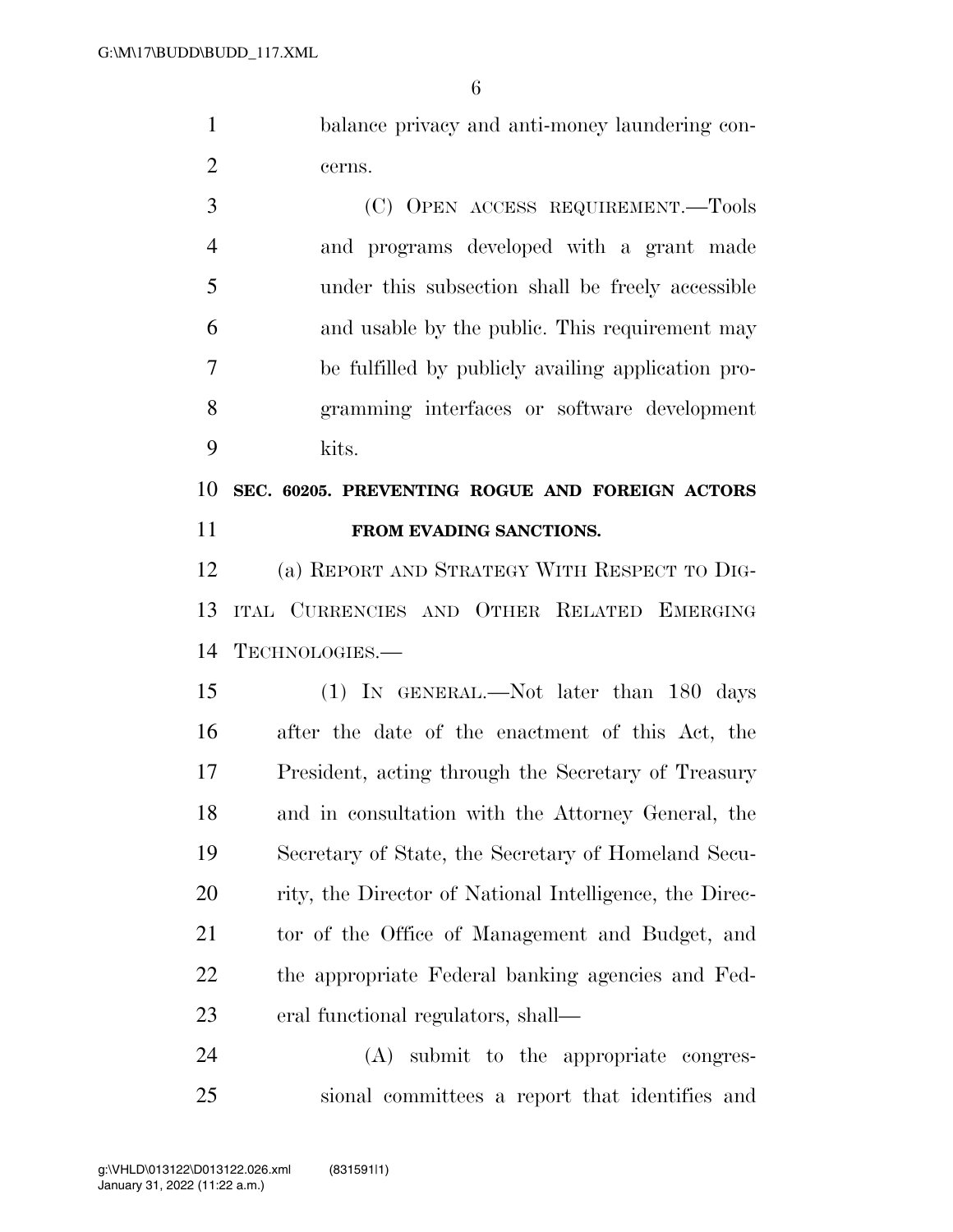balance privacy and anti-money laundering concerns.

(C) OPEN ACCESS REQUIREMENT.—Tools and programs developed with a grant made under this subsection shall be freely accessible and usable by the public. This requirement may be fulfilled by publicly availing application programming interfaces or software development kits.

**SEC. 60205. PREVENTING ROGUE AND FOREIGN ACTORS FROM EVADING SANCTIONS.**

(a) REPORT AND STRATEGY WITH RESPECT TO DIGITAL CURRENCIES AND OTHER RELATED EMERGING TECHNOLOGIES.—

(1) IN GENERAL.—Not later than 180 days after the date of the enactment of this Act, the President, acting through the Secretary of Treasury and in consultation with the Attorney General, the Secretary of State, the Secretary of Homeland Security, the Director of National Intelligence, the Director of the Office of Management and Budget, and the appropriate Federal banking agencies and Federal functional regulators, shall—

(A) submit to the appropriate congressional committees a report that identifies and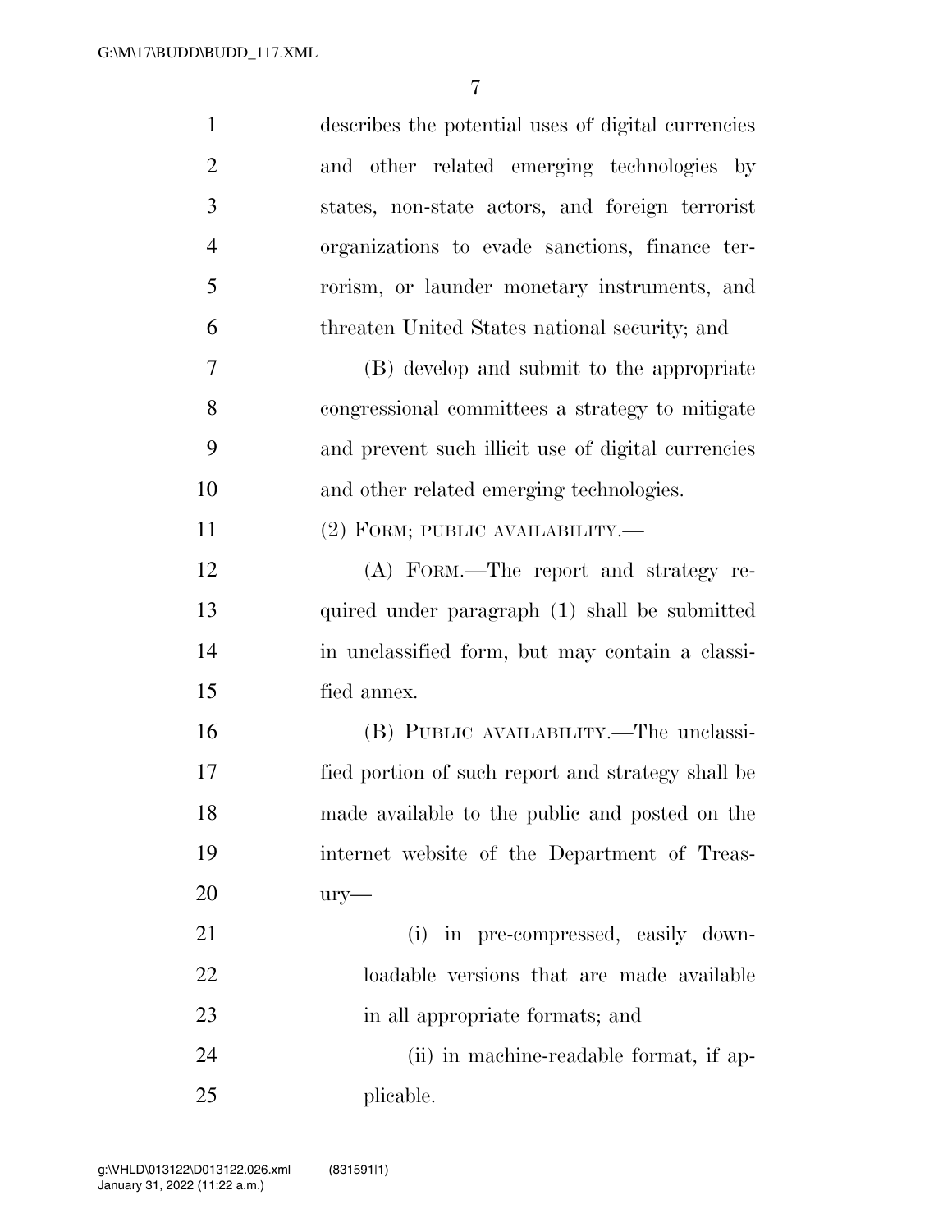describes the potential uses of digital currencies and other related emerging technologies by states, non-state actors, and foreign terrorist organizations to evade sanctions, finance terrorism, or launder monetary instruments, and threaten United States national security; and

(B) develop and submit to the appropriate congressional committees a strategy to mitigate and prevent such illicit use of digital currencies and other related emerging technologies.

(2) FORM; PUBLIC AVAILABILITY.—

(A) FORM.—The report and strategy required under paragraph (1) shall be submitted in unclassified form, but may contain a classified annex.

(B) PUBLIC AVAILABILITY.—The unclassified portion of such report and strategy shall be made available to the public and posted on the internet website of the Department of Treasury—

(i) in pre-compressed, easily downloadable versions that are made available in all appropriate formats; and

(ii) in machine-readable format, if applicable.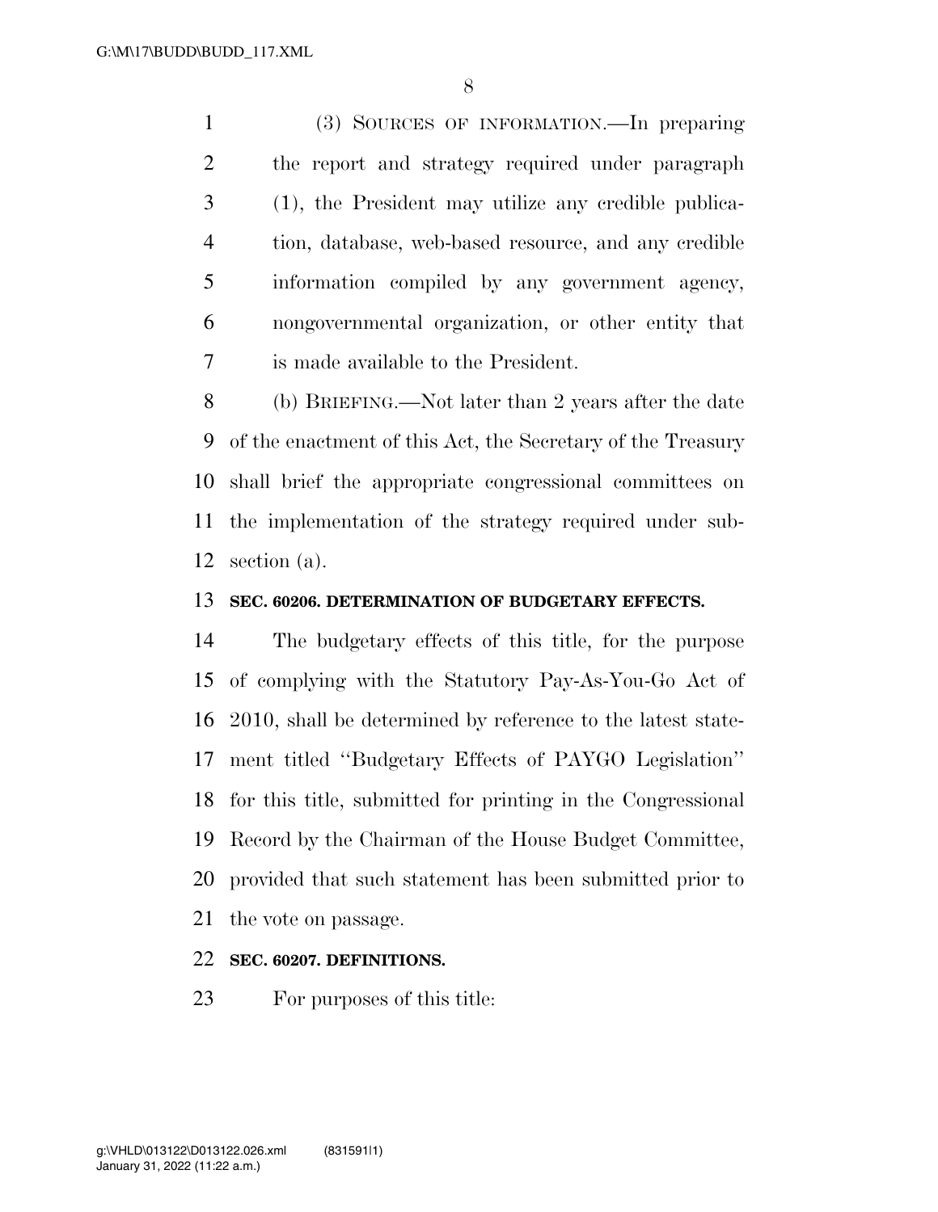(3) SOURCES OF INFORMATION.—In preparing the report and strategy required under paragraph (1), the President may utilize any credible publication, database, web-based resource, and any credible information compiled by any government agency, nongovernmental organization, or other entity that is made available to the President.

(b) BRIEFING.—Not later than 2 years after the date of the enactment of this Act, the Secretary of the Treasury shall brief the appropriate congressional committees on the implementation of the strategy required under subsection (a).

**SEC. 60206. DETERMINATION OF BUDGETARY EFFECTS.**

The budgetary effects of this title, for the purpose of complying with the Statutory Pay-As-You-Go Act of 2010, shall be determined by reference to the latest statement titled ''Budgetary Effects of PAYGO Legislation'' for this title, submitted for printing in the Congressional Record by the Chairman of the House Budget Committee, provided that such statement has been submitted prior to the vote on passage.

**SEC. 60207. DEFINITIONS.**

For purposes of this title: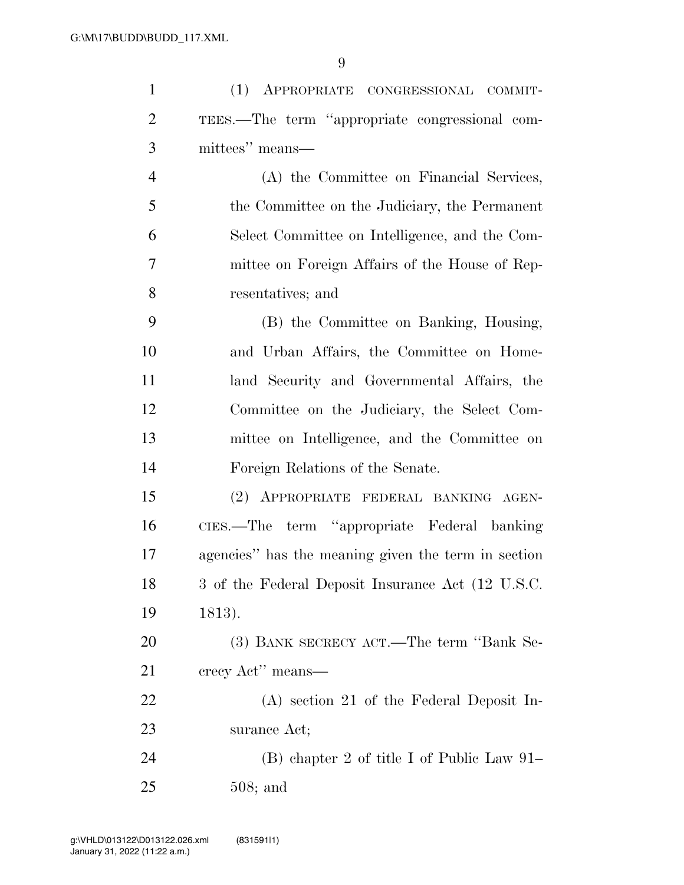(1) APPROPRIATE CONGRESSIONAL COMMITTEES.—The term ''appropriate congressional committees'' means—

(A) the Committee on Financial Services, the Committee on the Judiciary, the Permanent Select Committee on Intelligence, and the Committee on Foreign Affairs of the House of Representatives; and

(B) the Committee on Banking, Housing, and Urban Affairs, the Committee on Homeland Security and Governmental Affairs, the Committee on the Judiciary, the Select Committee on Intelligence, and the Committee on Foreign Relations of the Senate.

(2) APPROPRIATE FEDERAL BANKING AGENCIES.—The term ''appropriate Federal banking agencies'' has the meaning given the term in section 3 of the Federal Deposit Insurance Act (12 U.S.C. 1813).

(3) BANK SECRECY ACT.—The term ''Bank Secrecy Act'' means—

(A) section 21 of the Federal Deposit Insurance Act;

(B) chapter 2 of title I of Public Law 91–508; and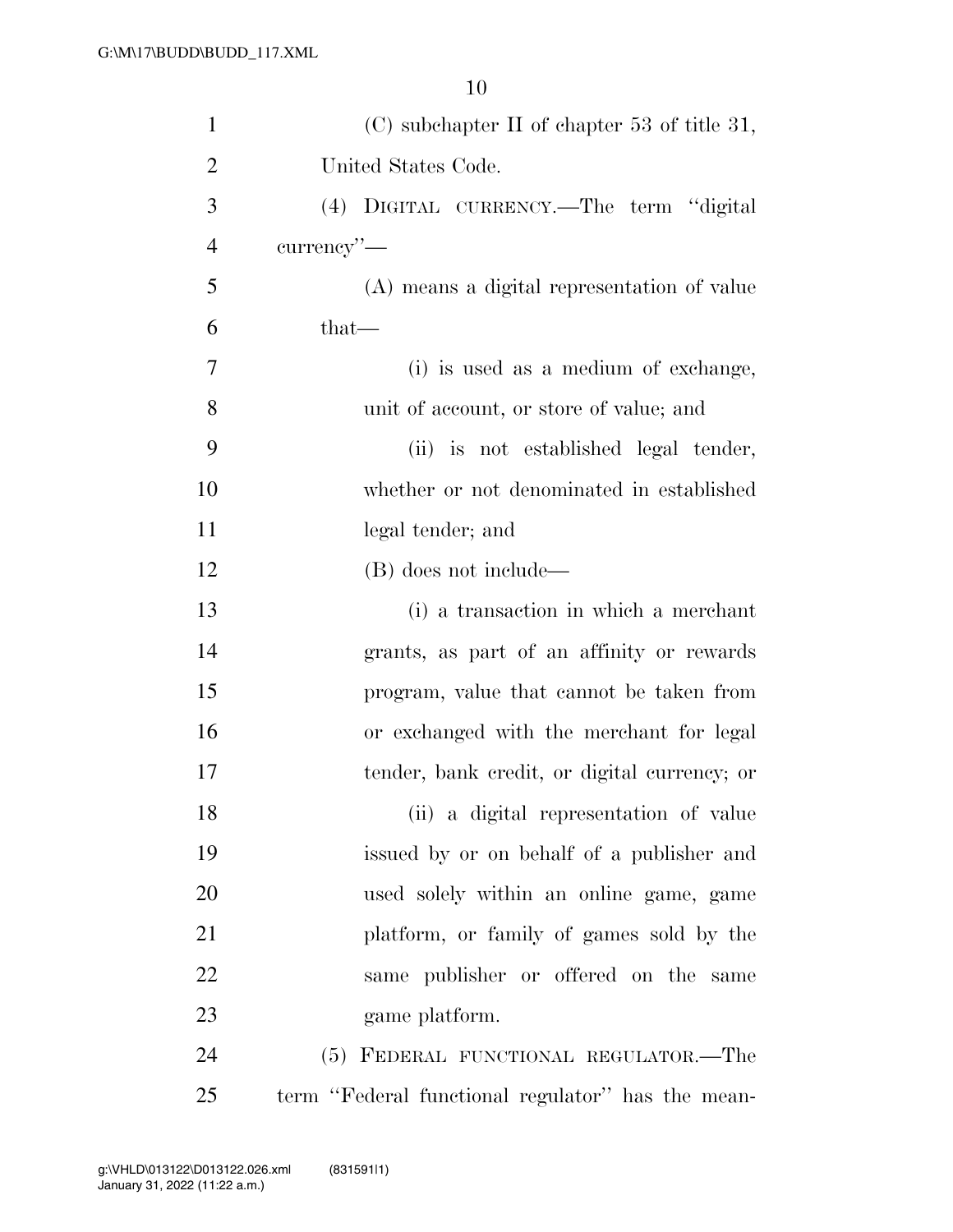(C) subchapter II of chapter 53 of title 31, United States Code.

(4) DIGITAL CURRENCY.—The term ''digital currency''—

(A) means a digital representation of value that—

(i) is used as a medium of exchange, unit of account, or store of value; and

(ii) is not established legal tender, whether or not denominated in established legal tender; and

(B) does not include—

(i) a transaction in which a merchant grants, as part of an affinity or rewards program, value that cannot be taken from or exchanged with the merchant for legal tender, bank credit, or digital currency; or

(ii) a digital representation of value issued by or on behalf of a publisher and used solely within an online game, game platform, or family of games sold by the same publisher or offered on the same game platform.

(5) FEDERAL FUNCTIONAL REGULATOR.—The term ''Federal functional regulator'' has the mean-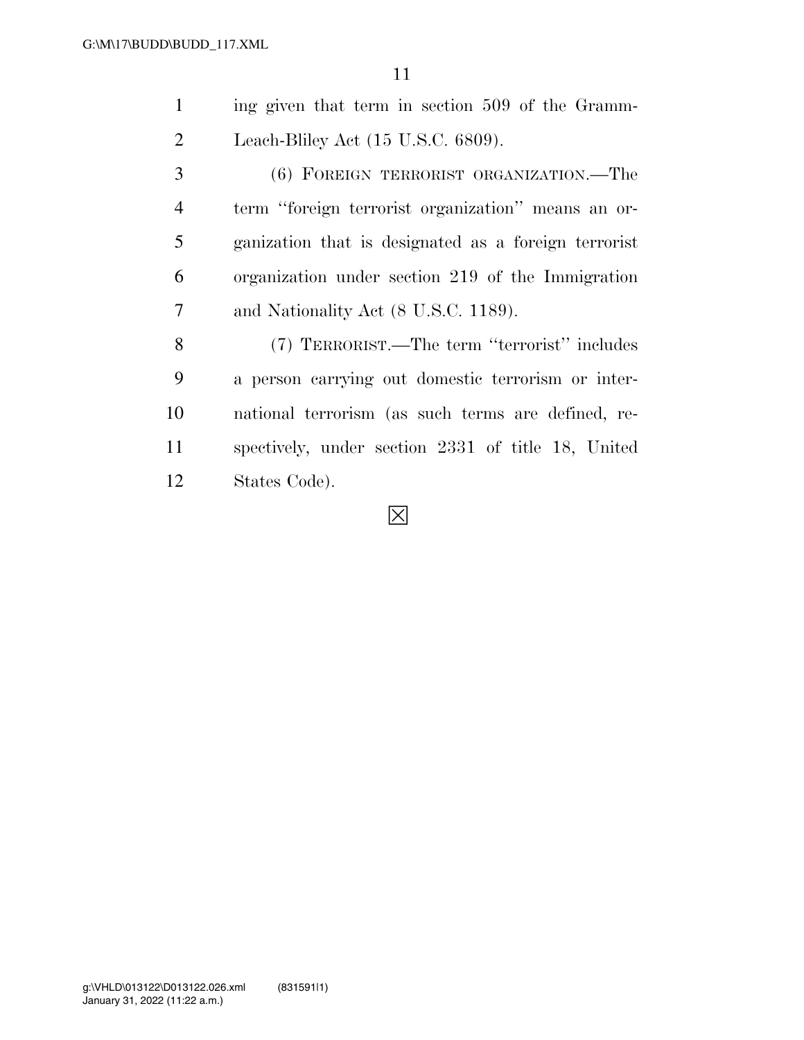ing given that term in section 509 of the Gramm-Leach-Bliley Act (15 U.S.C. 6809).

(6) FOREIGN TERRORIST ORGANIZATION.—The term ''foreign terrorist organization'' means an organization that is designated as a foreign terrorist organization under section 219 of the Immigration and Nationality Act (8 U.S.C. 1189).

(7) TERRORIST.—The term ''terrorist'' includes a person carrying out domestic terrorism or international terrorism (as such terms are defined, respectively, under section 2331 of title 18, United States Code).

☒